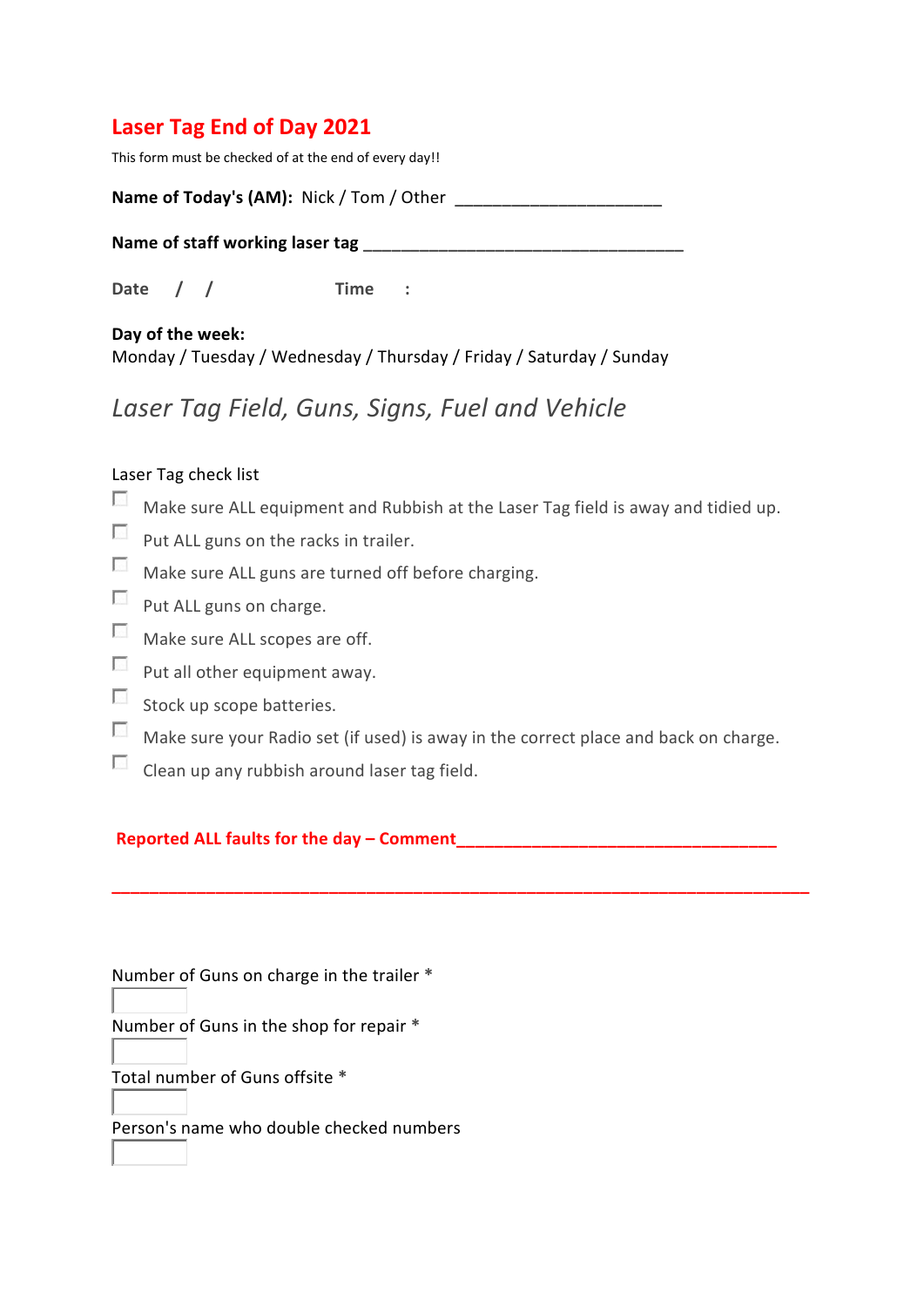# Laser Tag End of Day 2021

This form must be checked of at the end of every day!!

**Name of Today's (AM):** Nick / Tom / Other ______________________

**Name of staff working laser tag** __________________________________

**Date** / / **Time** :

**Day of the week:**
Monday / Tuesday / Wednesday / Thursday / Friday / Saturday / Sunday

## *Laser Tag Field, Guns, Signs, Fuel and Vehicle*

Laser Tag check list

- [ ] Make sure ALL equipment and Rubbish at the Laser Tag field is away and tidied up.
- [ ] Put ALL guns on the racks in trailer.
- [ ] Make sure ALL guns are turned off before charging.
- [ ] Put ALL guns on charge.
- [ ] Make sure ALL scopes are off.
- [ ] Put all other equipment away.
- [ ] Stock up scope batteries.
- [ ] Make sure your Radio set (if used) is away in the correct place and back on charge.
- [ ] Clean up any rubbish around laser tag field.

**Reported ALL faults for the day – Comment**__________________________________

___________________________________________________________________________

Number of Guns on charge in the trailer *

[ ]

Number of Guns in the shop for repair *

[ ]

Total number of Guns offsite *

[ ]

Person's name who double checked numbers

[ ]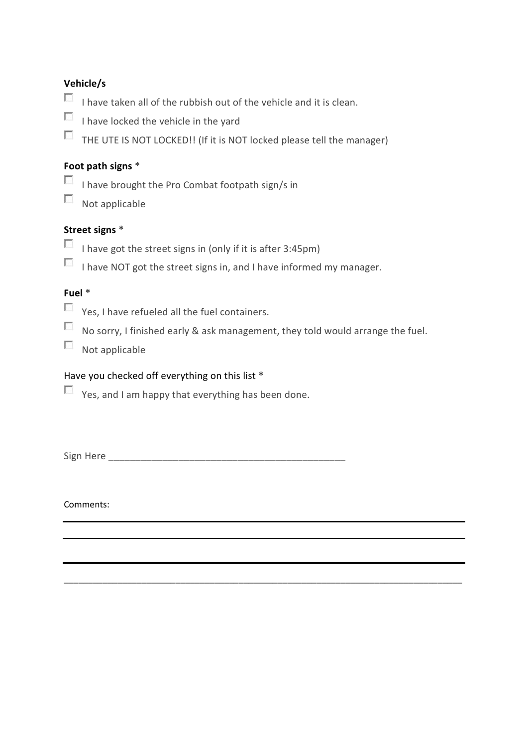**Vehicle/s**

- [ ] I have taken all of the rubbish out of the vehicle and it is clean.
- [ ] I have locked the vehicle in the yard
- [ ] THE UTE IS NOT LOCKED!! (If it is NOT locked please tell the manager)

**Foot path signs** *

- [ ] I have brought the Pro Combat footpath sign/s in
- [ ] Not applicable

**Street signs** *

- [ ] I have got the street signs in (only if it is after 3:45pm)
- [ ] I have NOT got the street signs in, and I have informed my manager.

**Fuel** *

- [ ] Yes, I have refueled all the fuel containers.
- [ ] No sorry, I finished early & ask management, they told would arrange the fuel.
- [ ] Not applicable

Have you checked off everything on this list *

- [ ] Yes, and I am happy that everything has been done.

Sign Here _____________________________________________

Comments:

_____________________________________________________________________________

_____________________________________________________________________________

_____________________________________________________________________________

_____________________________________________________________________________